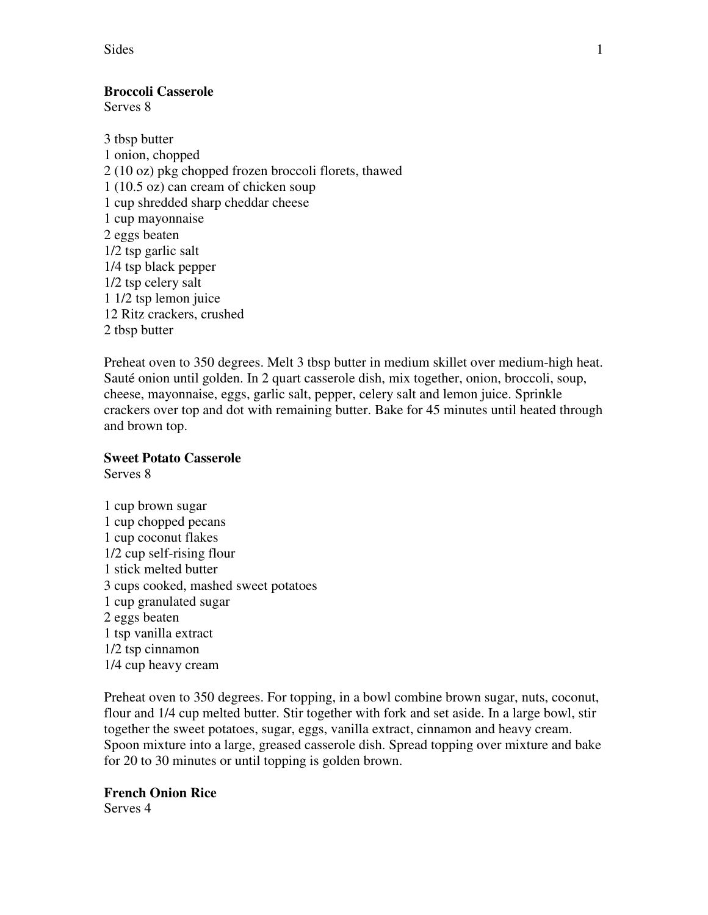**Broccoli Casserole**
Serves 8

3 tbsp butter
1 onion, chopped
2 (10 oz) pkg chopped frozen broccoli florets, thawed
1 (10.5 oz) can cream of chicken soup
1 cup shredded sharp cheddar cheese
1 cup mayonnaise
2 eggs beaten
1/2 tsp garlic salt
1/4 tsp black pepper
1/2 tsp celery salt
1 1/2 tsp lemon juice
12 Ritz crackers, crushed
2 tbsp butter

Preheat oven to 350 degrees. Melt 3 tbsp butter in medium skillet over medium-high heat. Sauté onion until golden. In 2 quart casserole dish, mix together, onion, broccoli, soup, cheese, mayonnaise, eggs, garlic salt, pepper, celery salt and lemon juice. Sprinkle crackers over top and dot with remaining butter. Bake for 45 minutes until heated through and brown top.

**Sweet Potato Casserole**
Serves 8

1 cup brown sugar
1 cup chopped pecans
1 cup coconut flakes
1/2 cup self-rising flour
1 stick melted butter
3 cups cooked, mashed sweet potatoes
1 cup granulated sugar
2 eggs beaten
1 tsp vanilla extract
1/2 tsp cinnamon
1/4 cup heavy cream

Preheat oven to 350 degrees. For topping, in a bowl combine brown sugar, nuts, coconut, flour and 1/4 cup melted butter. Stir together with fork and set aside. In a large bowl, stir together the sweet potatoes, sugar, eggs, vanilla extract, cinnamon and heavy cream. Spoon mixture into a large, greased casserole dish. Spread topping over mixture and bake for 20 to 30 minutes or until topping is golden brown.

**French Onion Rice**
Serves 4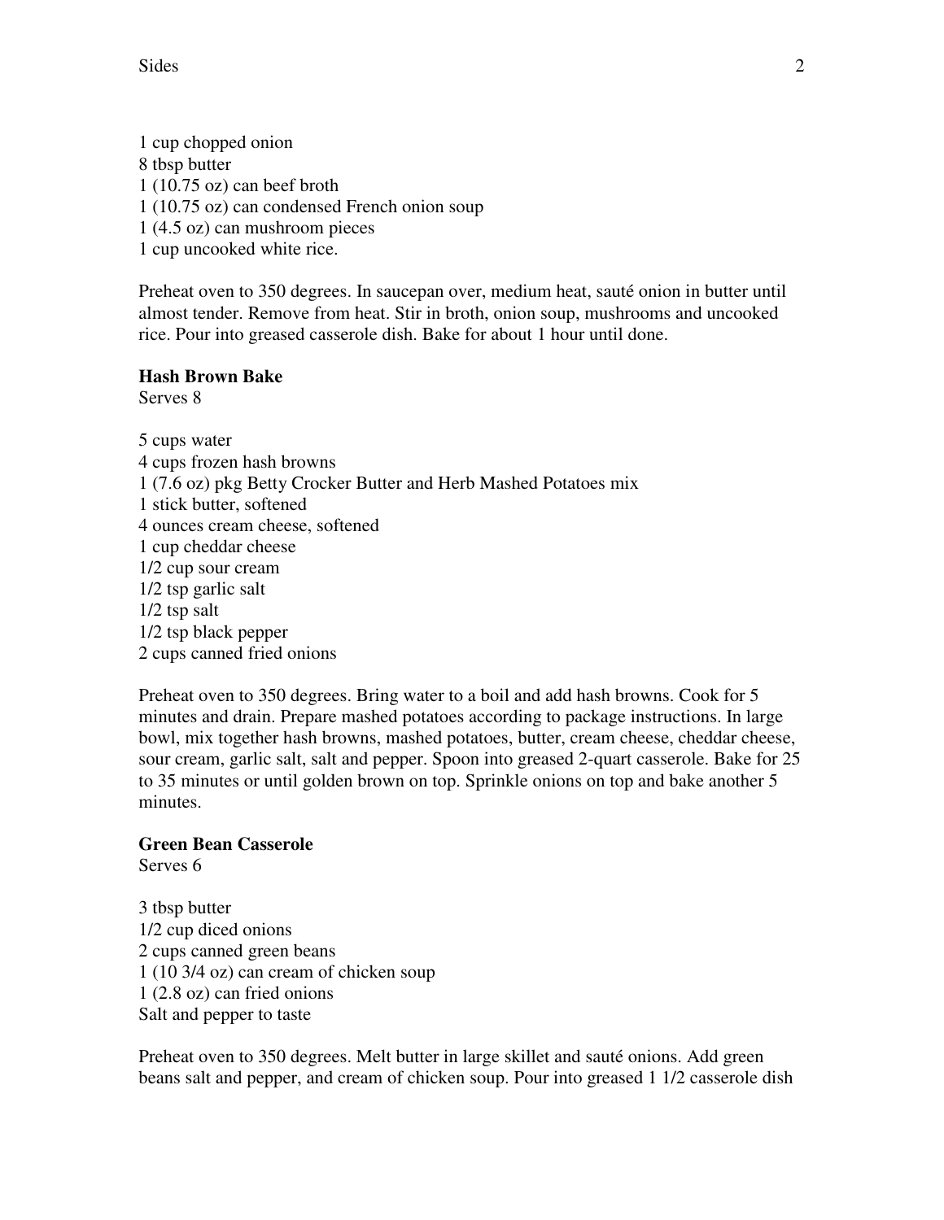1 cup chopped onion
8 tbsp butter
1 (10.75 oz) can beef broth
1 (10.75 oz) can condensed French onion soup
1 (4.5 oz) can mushroom pieces
1 cup uncooked white rice.

Preheat oven to 350 degrees. In saucepan over, medium heat, sauté onion in butter until almost tender. Remove from heat. Stir in broth, onion soup, mushrooms and uncooked rice. Pour into greased casserole dish. Bake for about 1 hour until done.

**Hash Brown Bake**
Serves 8

5 cups water
4 cups frozen hash browns
1 (7.6 oz) pkg Betty Crocker Butter and Herb Mashed Potatoes mix
1 stick butter, softened
4 ounces cream cheese, softened
1 cup cheddar cheese
1/2 cup sour cream
1/2 tsp garlic salt
1/2 tsp salt
1/2 tsp black pepper
2 cups canned fried onions

Preheat oven to 350 degrees. Bring water to a boil and add hash browns. Cook for 5 minutes and drain. Prepare mashed potatoes according to package instructions. In large bowl, mix together hash browns, mashed potatoes, butter, cream cheese, cheddar cheese, sour cream, garlic salt, salt and pepper. Spoon into greased 2-quart casserole. Bake for 25 to 35 minutes or until golden brown on top. Sprinkle onions on top and bake another 5 minutes.

**Green Bean Casserole**
Serves 6

3 tbsp butter
1/2 cup diced onions
2 cups canned green beans
1 (10 3/4 oz) can cream of chicken soup
1 (2.8 oz) can fried onions
Salt and pepper to taste

Preheat oven to 350 degrees. Melt butter in large skillet and sauté onions. Add green beans salt and pepper, and cream of chicken soup. Pour into greased 1 1/2 casserole dish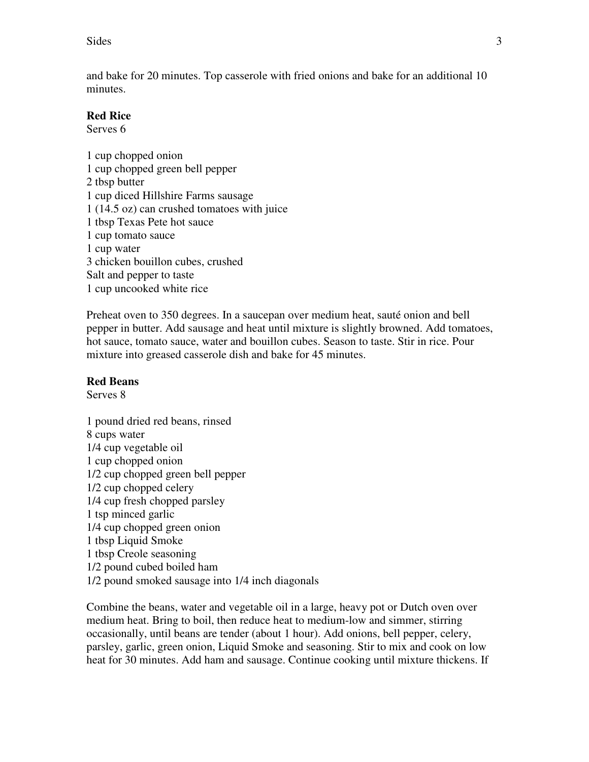and bake for 20 minutes. Top casserole with fried onions and bake for an additional 10 minutes.

**Red Rice**
Serves 6

1 cup chopped onion
1 cup chopped green bell pepper
2 tbsp butter
1 cup diced Hillshire Farms sausage
1 (14.5 oz) can crushed tomatoes with juice
1 tbsp Texas Pete hot sauce
1 cup tomato sauce
1 cup water
3 chicken bouillon cubes, crushed
Salt and pepper to taste
1 cup uncooked white rice

Preheat oven to 350 degrees. In a saucepan over medium heat, sauté onion and bell pepper in butter. Add sausage and heat until mixture is slightly browned. Add tomatoes, hot sauce, tomato sauce, water and bouillon cubes. Season to taste. Stir in rice. Pour mixture into greased casserole dish and bake for 45 minutes.

**Red Beans**
Serves 8

1 pound dried red beans, rinsed
8 cups water
1/4 cup vegetable oil
1 cup chopped onion
1/2 cup chopped green bell pepper
1/2 cup chopped celery
1/4 cup fresh chopped parsley
1 tsp minced garlic
1/4 cup chopped green onion
1 tbsp Liquid Smoke
1 tbsp Creole seasoning
1/2 pound cubed boiled ham
1/2 pound smoked sausage into 1/4 inch diagonals

Combine the beans, water and vegetable oil in a large, heavy pot or Dutch oven over medium heat. Bring to boil, then reduce heat to medium-low and simmer, stirring occasionally, until beans are tender (about 1 hour). Add onions, bell pepper, celery, parsley, garlic, green onion, Liquid Smoke and seasoning. Stir to mix and cook on low heat for 30 minutes. Add ham and sausage. Continue cooking until mixture thickens. If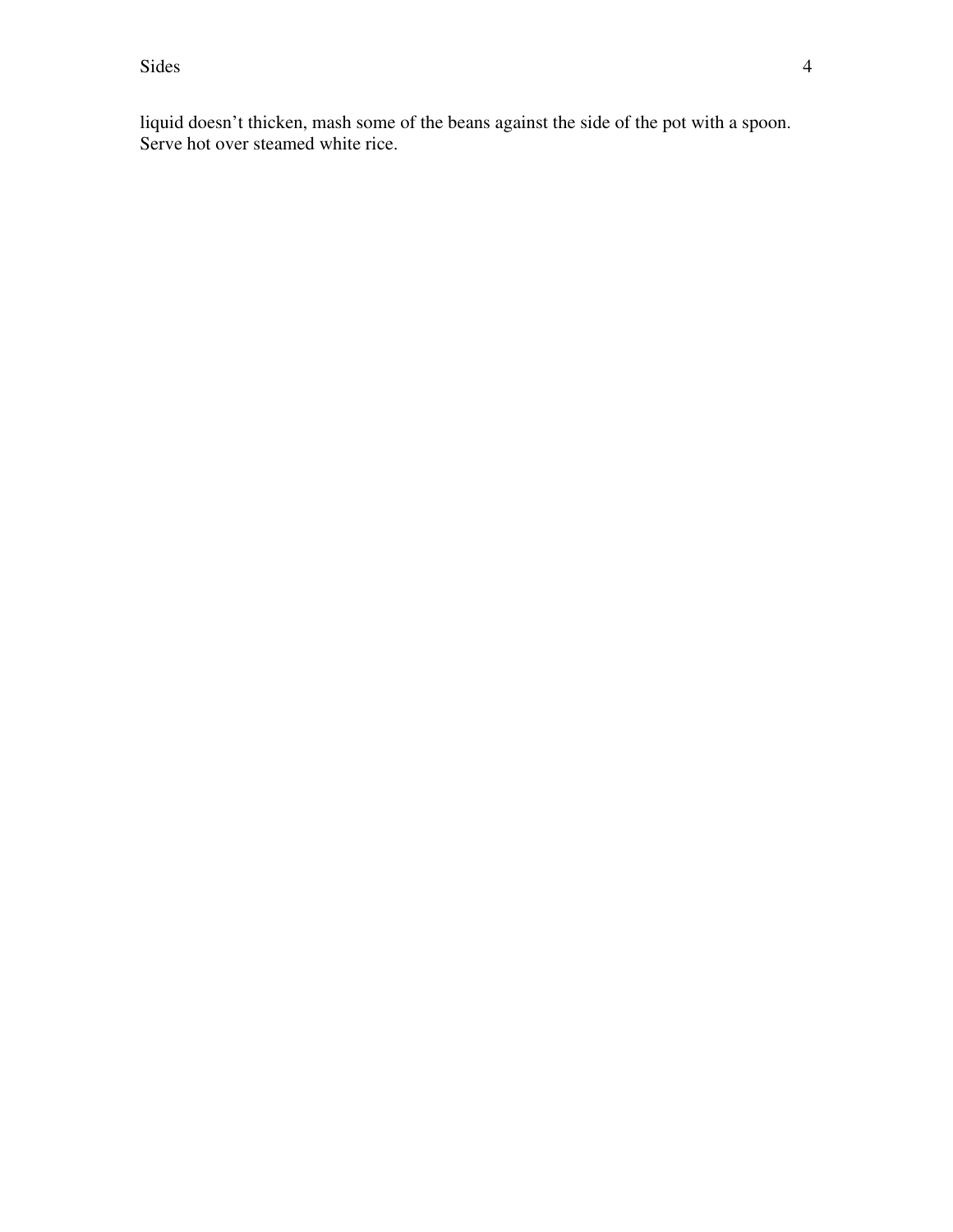liquid doesn't thicken, mash some of the beans against the side of the pot with a spoon. Serve hot over steamed white rice.